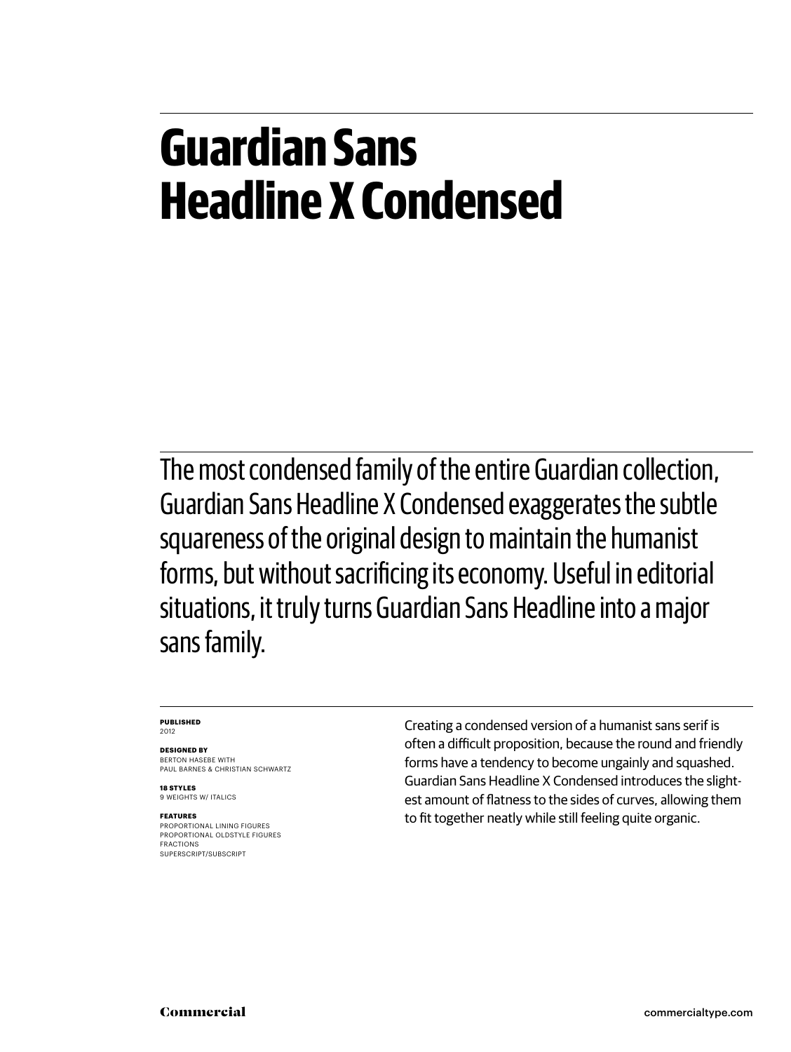# Guardian Sans Headline X Condensed

The most condensed family of the entire Guardian collection, Guardian Sans Headline X Condensed exaggerates the subtle squareness of the original design to maintain the humanist forms, but without sacrificing its economy. Useful in editorial situations, it truly turns Guardian Sans Headline into a major sans family.

**PUBLISHED**
2012

**DESIGNED BY**
BERTON HASEBE WITH
PAUL BARNES & CHRISTIAN SCHWARTZ

**18 STYLES**
9 WEIGHTS W/ ITALICS

**FEATURES**
PROPORTIONAL LINING FIGURES
PROPORTIONAL OLDSTYLE FIGURES
FRACTIONS
SUPERSCRIPT/SUBSCRIPT

Creating a condensed version of a humanist sans serif is often a difficult proposition, because the round and friendly forms have a tendency to become ungainly and squashed. Guardian Sans Headline X Condensed introduces the slightest amount of flatness to the sides of curves, allowing them to fit together neatly while still feeling quite organic.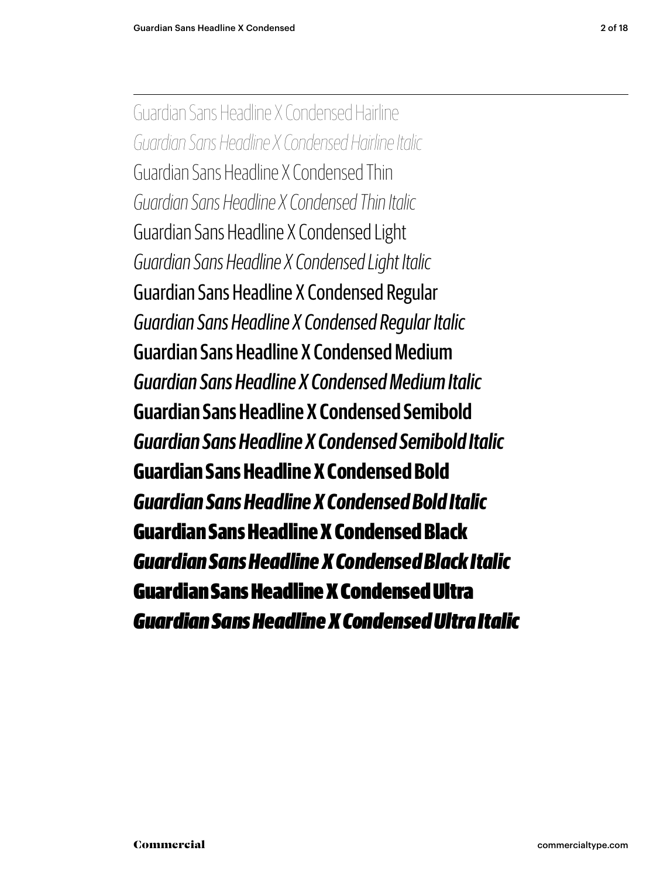Guardian Sans Headline X Condensed Hairline

*Guardian Sans Headline X Condensed Hairline Italic*

Guardian Sans Headline X Condensed Thin

*Guardian Sans Headline X Condensed Thin Italic*

Guardian Sans Headline X Condensed Light

*Guardian Sans Headline X Condensed Light Italic*

Guardian Sans Headline X Condensed Regular

*Guardian Sans Headline X Condensed Regular Italic*

Guardian Sans Headline X Condensed Medium

*Guardian Sans Headline X Condensed Medium Italic*

**Guardian Sans Headline X Condensed Semibold**

***Guardian Sans Headline X Condensed Semibold Italic***

**Guardian Sans Headline X Condensed Bold**

***Guardian Sans Headline X Condensed Bold Italic***

**Guardian Sans Headline X Condensed Black**

***Guardian Sans Headline X Condensed Black Italic***

**Guardian Sans Headline X Condensed Ultra**

***Guardian Sans Headline X Condensed Ultra Italic***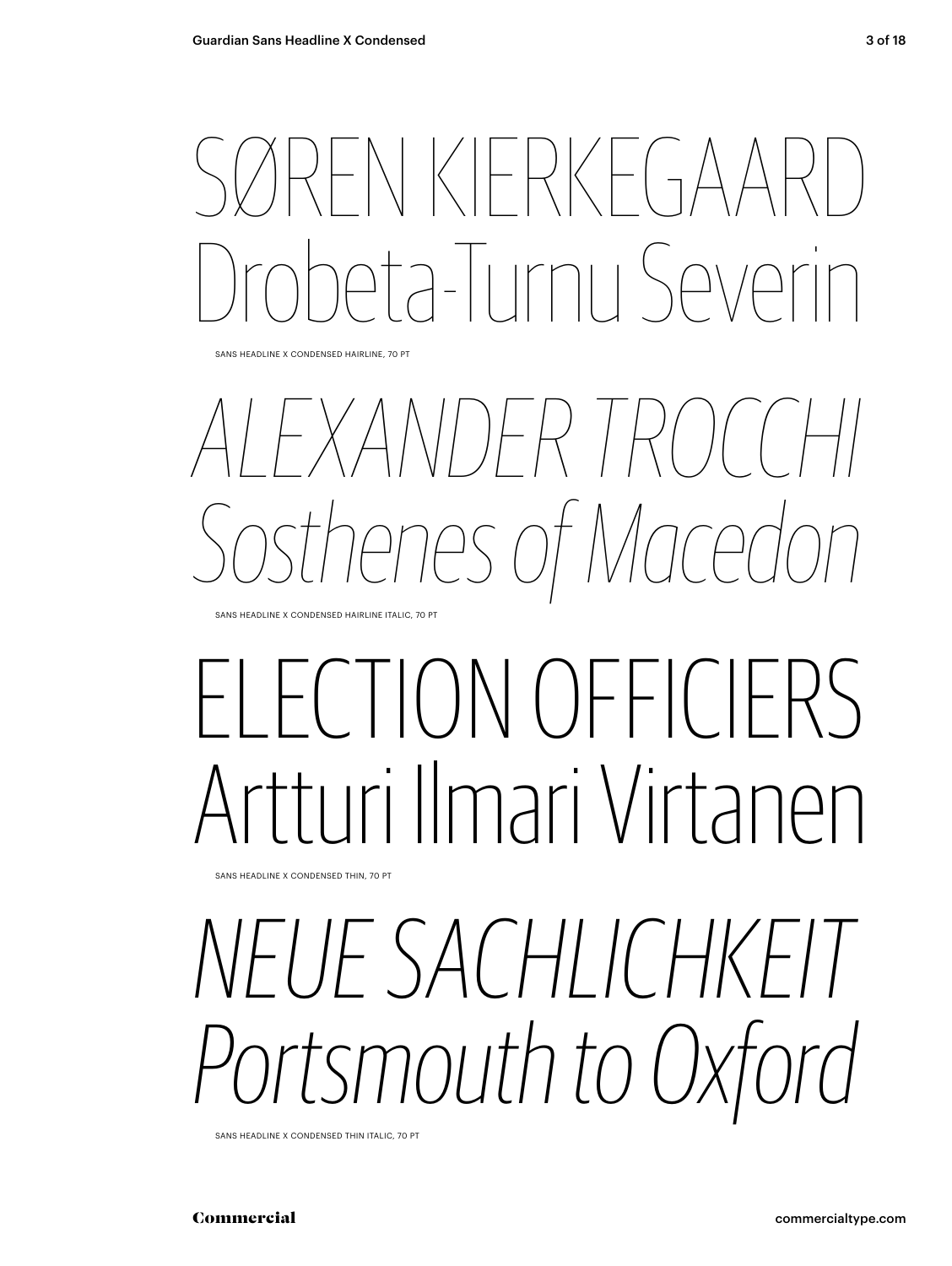SØREN KIERKEGAARD
Drobeta-Turnu Severin

SANS HEADLINE X CONDENSED HAIRLINE, 70 PT

*ALEXANDER TROCCHI*
*Sosthenes of Macedon*

SANS HEADLINE X CONDENSED HAIRLINE ITALIC, 70 PT

ELECTION OFFICIERS
Artturi Ilmari Virtanen

SANS HEADLINE X CONDENSED THIN, 70 PT

*NEUE SACHLICHKEIT*
*Portsmouth to Oxford*

SANS HEADLINE X CONDENSED THIN ITALIC, 70 PT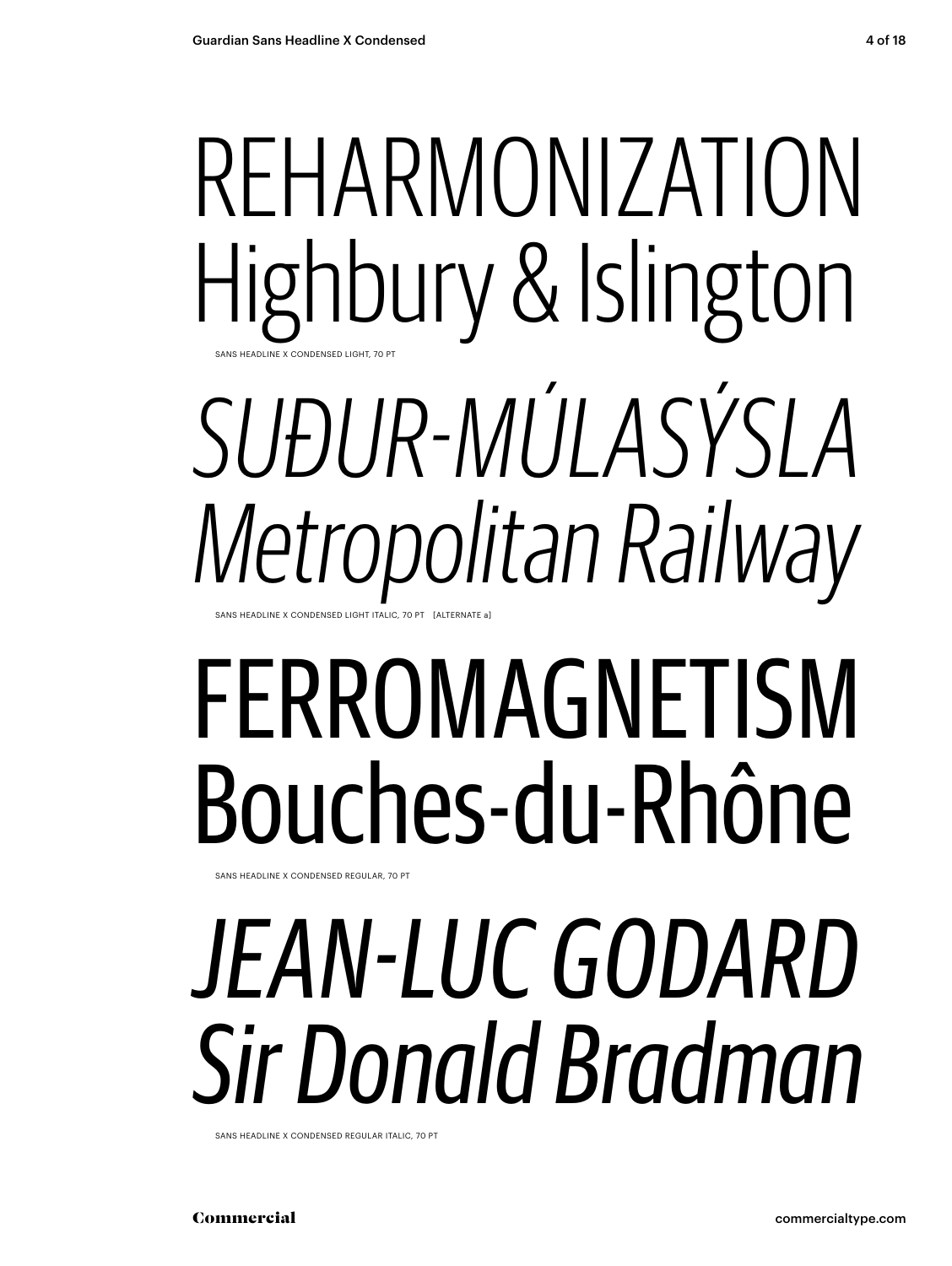REHARMONIZATION
Highbury & Islington

SANS HEADLINE X CONDENSED LIGHT, 70 PT

*SUÐUR-MÚLASÝSLA*
*Metropolitan Railway*

SANS HEADLINE X CONDENSED LIGHT ITALIC, 70 PT [ALTERNATE a]

FERROMAGNETISM
Bouches-du-Rhône

SANS HEADLINE X CONDENSED REGULAR, 70 PT

*JEAN-LUC GODARD*
*Sir Donald Bradman*

SANS HEADLINE X CONDENSED REGULAR ITALIC, 70 PT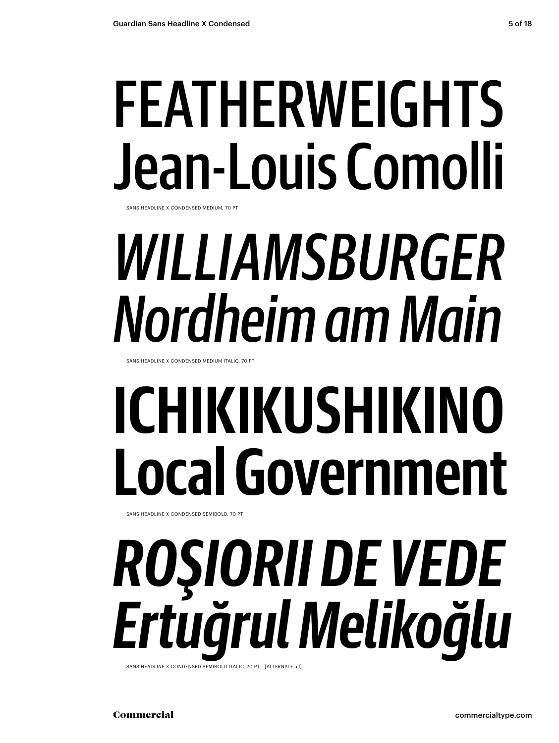FEATHERWEIGHTS
Jean-Louis Comolli

SANS HEADLINE X CONDENSED MEDIUM, 70 PT

*WILLIAMSBURGER*
*Nordheim am Main*

SANS HEADLINE X CONDENSED MEDIUM ITALIC, 70 PT

**ICHIKIKUSHIKINO**
**Local Government**

SANS HEADLINE X CONDENSED SEMIBOLD, 70 PT

***ROȘIORII DE VEDE***
***Ertuğrul Melikoğlu***

SANS HEADLINE X CONDENSED SEMIBOLD ITALIC, 70 PT [ALTERNATE a l]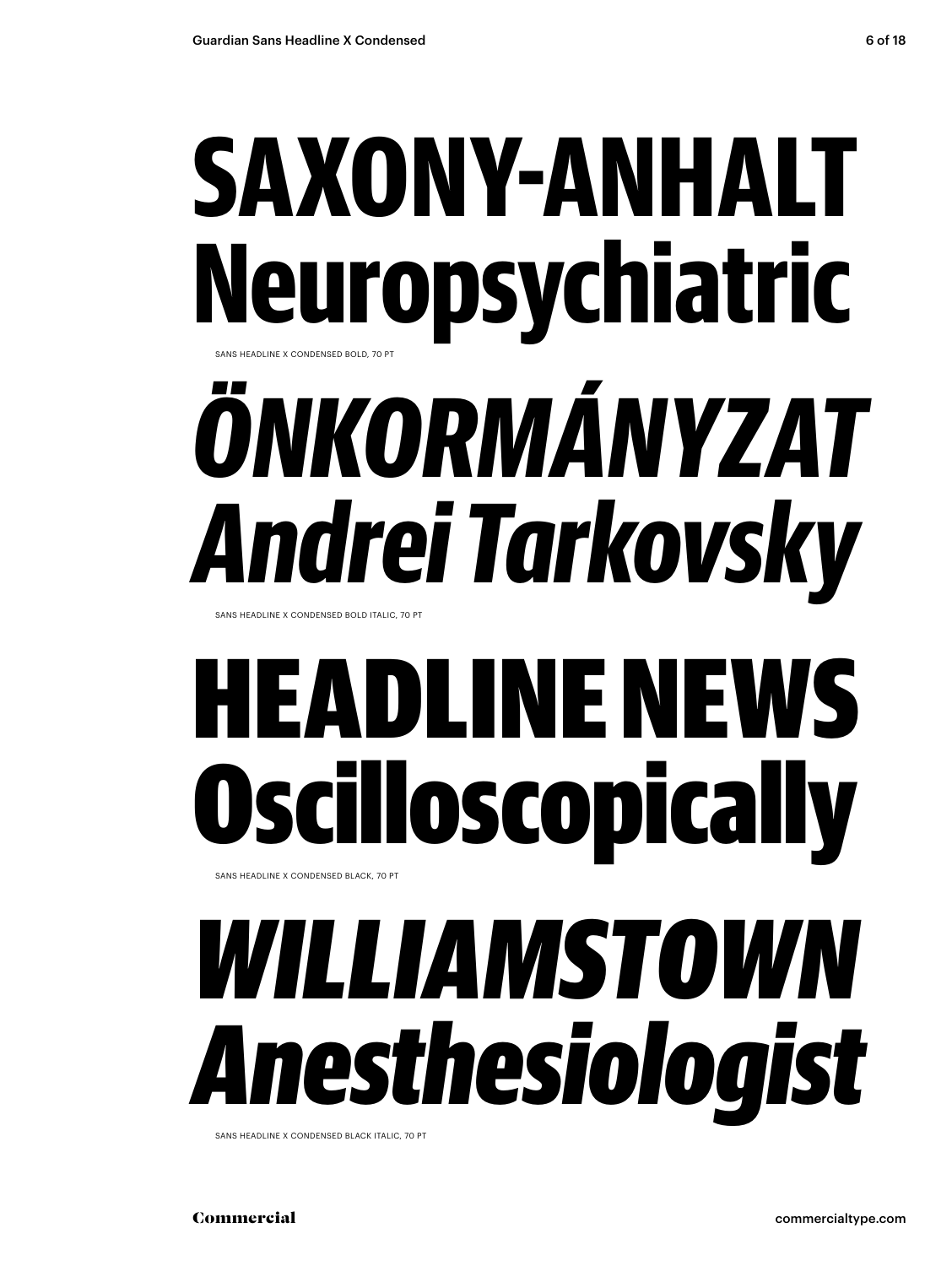**SAXONY-ANHALT**
**Neuropsychiatric**

SANS HEADLINE X CONDENSED BOLD, 70 PT

***ÖNKORMÁNYZAT***
***Andrei Tarkovsky***

SANS HEADLINE X CONDENSED BOLD ITALIC, 70 PT

**HEADLINE NEWS**
**Oscilloscopically**

SANS HEADLINE X CONDENSED BLACK, 70 PT

***WILLIAMSTOWN***
***Anesthesiologist***

SANS HEADLINE X CONDENSED BLACK ITALIC, 70 PT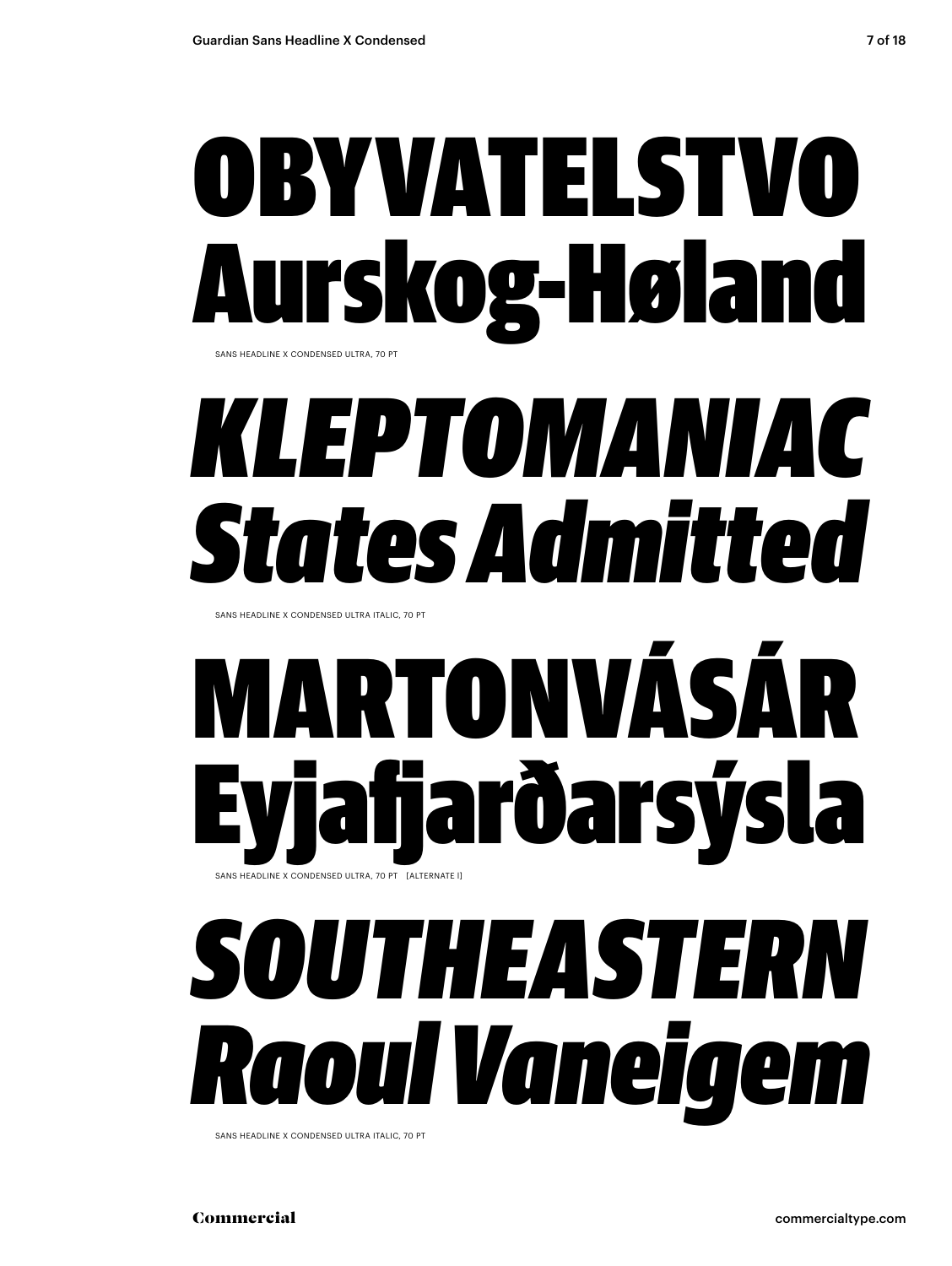OBYVATELSTVO
Aurskog-Høland

SANS HEADLINE X CONDENSED ULTRA, 70 PT

*KLEPTOMANIAC*
*States Admitted*

SANS HEADLINE X CONDENSED ULTRA ITALIC, 70 PT

MARTONVÁSÁR
Eyjafjarðarsýsla

SANS HEADLINE X CONDENSED ULTRA, 70 PT [ALTERNATE l]

*SOUTHEASTERN*
*Raoul Vaneigem*

SANS HEADLINE X CONDENSED ULTRA ITALIC, 70 PT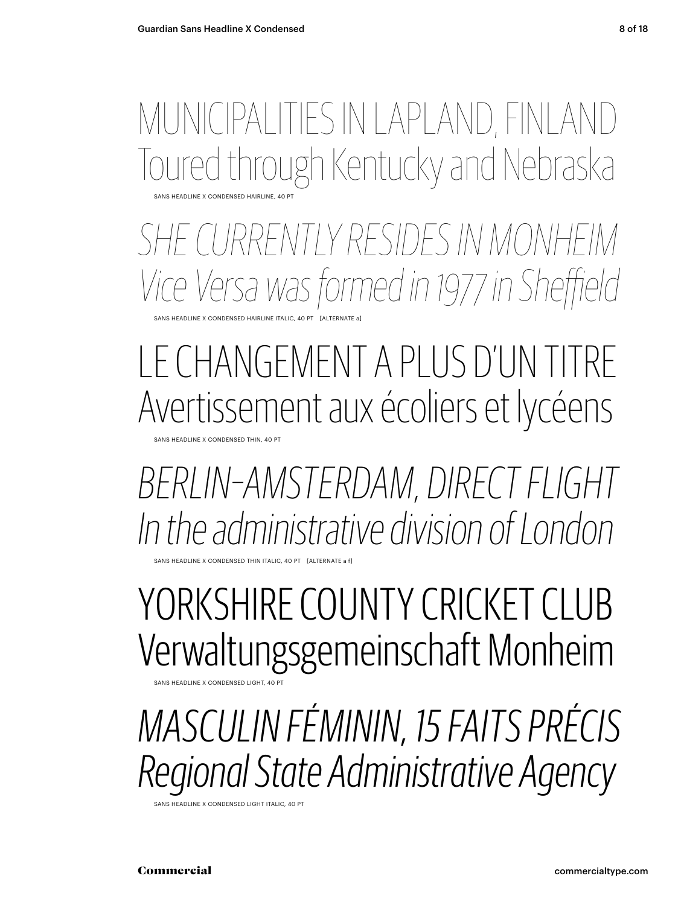MUNICIPALITIES IN LAPLAND, FINLAND
Toured through Kentucky and Nebraska

SANS HEADLINE X CONDENSED HAIRLINE, 40 PT

*SHE CURRENTLY RESIDES IN MONHEIM*
*Vice Versa was formed in 1977 in Sheffield*

SANS HEADLINE X CONDENSED HAIRLINE ITALIC, 40 PT [ALTERNATE a]

LE CHANGEMENT A PLUS D'UN TITRE
Avertissement aux écoliers et lycéens

SANS HEADLINE X CONDENSED THIN, 40 PT

*BERLIN–AMSTERDAM, DIRECT FLIGHT*
*In the administrative division of London*

SANS HEADLINE X CONDENSED THIN ITALIC, 40 PT [ALTERNATE a f]

YORKSHIRE COUNTY CRICKET CLUB
Verwaltungsgemeinschaft Monheim

SANS HEADLINE X CONDENSED LIGHT, 40 PT

*MASCULIN FÉMININ, 15 FAITS PRÉCIS*
*Regional State Administrative Agency*

SANS HEADLINE X CONDENSED LIGHT ITALIC, 40 PT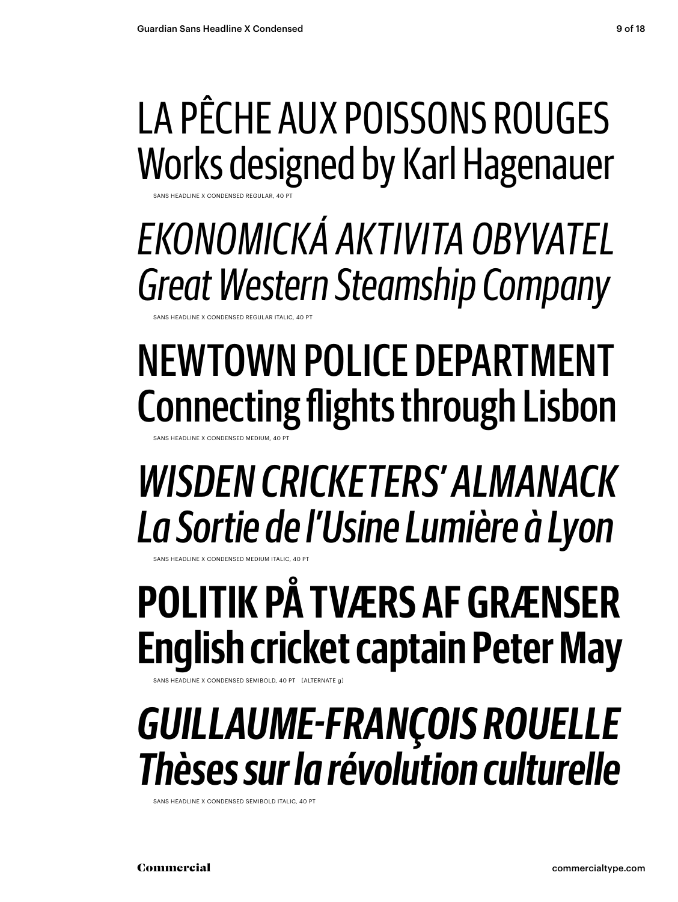LA PÊCHE AUX POISSONS ROUGES
Works designed by Karl Hagenauer

SANS HEADLINE X CONDENSED REGULAR, 40 PT

*EKONOMICKÁ AKTIVITA OBYVATEL*
*Great Western Steamship Company*

SANS HEADLINE X CONDENSED REGULAR ITALIC, 40 PT

NEWTOWN POLICE DEPARTMENT
Connecting flights through Lisbon

SANS HEADLINE X CONDENSED MEDIUM, 40 PT

*WISDEN CRICKETERS' ALMANACK*
*La Sortie de l'Usine Lumière à Lyon*

SANS HEADLINE X CONDENSED MEDIUM ITALIC, 40 PT

**POLITIK PÅ TVÆRS AF GRÆNSER**
**English cricket captain Peter May**

SANS HEADLINE X CONDENSED SEMIBOLD, 40 PT [ALTERNATE g]

***GUILLAUME-FRANÇOIS ROUELLE***
***Thèses sur la révolution culturelle***

SANS HEADLINE X CONDENSED SEMIBOLD ITALIC, 40 PT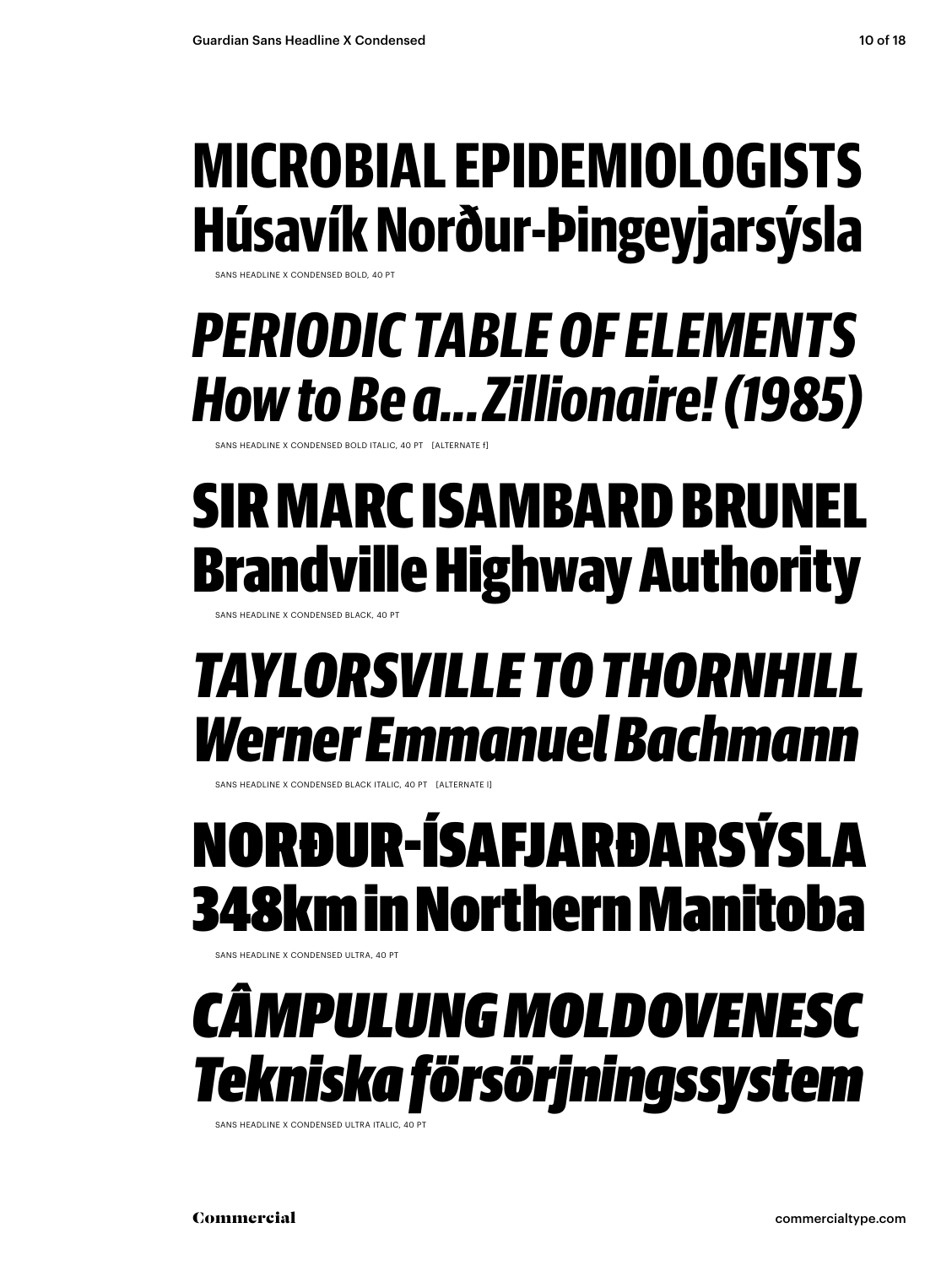MICROBIAL EPIDEMIOLOGISTS
Húsavík Norður-Þingeyjarsýsla

SANS HEADLINE X CONDENSED BOLD, 40 PT

*PERIODIC TABLE OF ELEMENTS*
*How to Be a…Zillionaire! (1985)*

SANS HEADLINE X CONDENSED BOLD ITALIC, 40 PT [ALTERNATE f]

SIR MARC ISAMBARD BRUNEL
Brandville Highway Authority

SANS HEADLINE X CONDENSED BLACK, 40 PT

*TAYLORSVILLE TO THORNHILL*
*Werner Emmanuel Bachmann*

SANS HEADLINE X CONDENSED BLACK ITALIC, 40 PT [ALTERNATE l]

NORÐUR-ÍSAFJARÐARSÝSLA
348km in Northern Manitoba

SANS HEADLINE X CONDENSED ULTRA, 40 PT

*CÂMPULUNG MOLDOVENESC*
*Tekniska försörjningssystem*

SANS HEADLINE X CONDENSED ULTRA ITALIC, 40 PT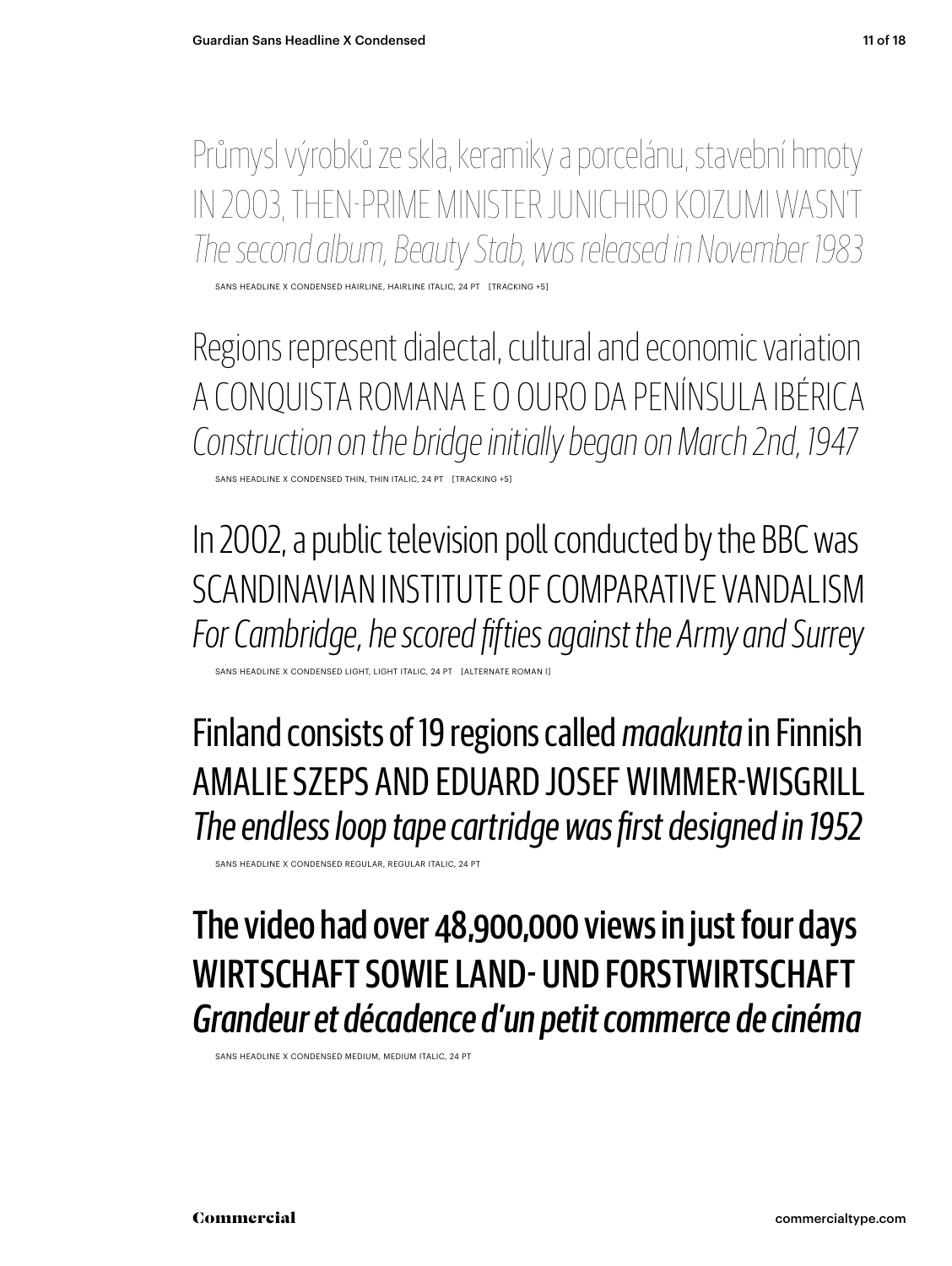Průmysl výrobků ze skla, keramiky a porcelánu, stavební hmoty
IN 2003, THEN-PRIME MINISTER JUNICHIRO KOIZUMI WASN'T
*The second album, Beauty Stab, was released in November 1983*

SANS HEADLINE X CONDENSED HAIRLINE, HAIRLINE ITALIC, 24 PT [TRACKING +5]

Regions represent dialectal, cultural and economic variation
A CONQUISTA ROMANA E O OURO DA PENÍNSULA IBÉRICA
*Construction on the bridge initially began on March 2nd, 1947*

SANS HEADLINE X CONDENSED THIN, THIN ITALIC, 24 PT [TRACKING +5]

In 2002, a public television poll conducted by the BBC was
SCANDINAVIAN INSTITUTE OF COMPARATIVE VANDALISM
*For Cambridge, he scored fifties against the Army and Surrey*

SANS HEADLINE X CONDENSED LIGHT, LIGHT ITALIC, 24 PT [ALTERNATE ROMAN I]

Finland consists of 19 regions called *maakunta* in Finnish
AMALIE SZEPS AND EDUARD JOSEF WIMMER-WISGRILL
*The endless loop tape cartridge was first designed in 1952*

SANS HEADLINE X CONDENSED REGULAR, REGULAR ITALIC, 24 PT

The video had over 48,900,000 views in just four days
WIRTSCHAFT SOWIE LAND- UND FORSTWIRTSCHAFT
*Grandeur et décadence d'un petit commerce de cinéma*

SANS HEADLINE X CONDENSED MEDIUM, MEDIUM ITALIC, 24 PT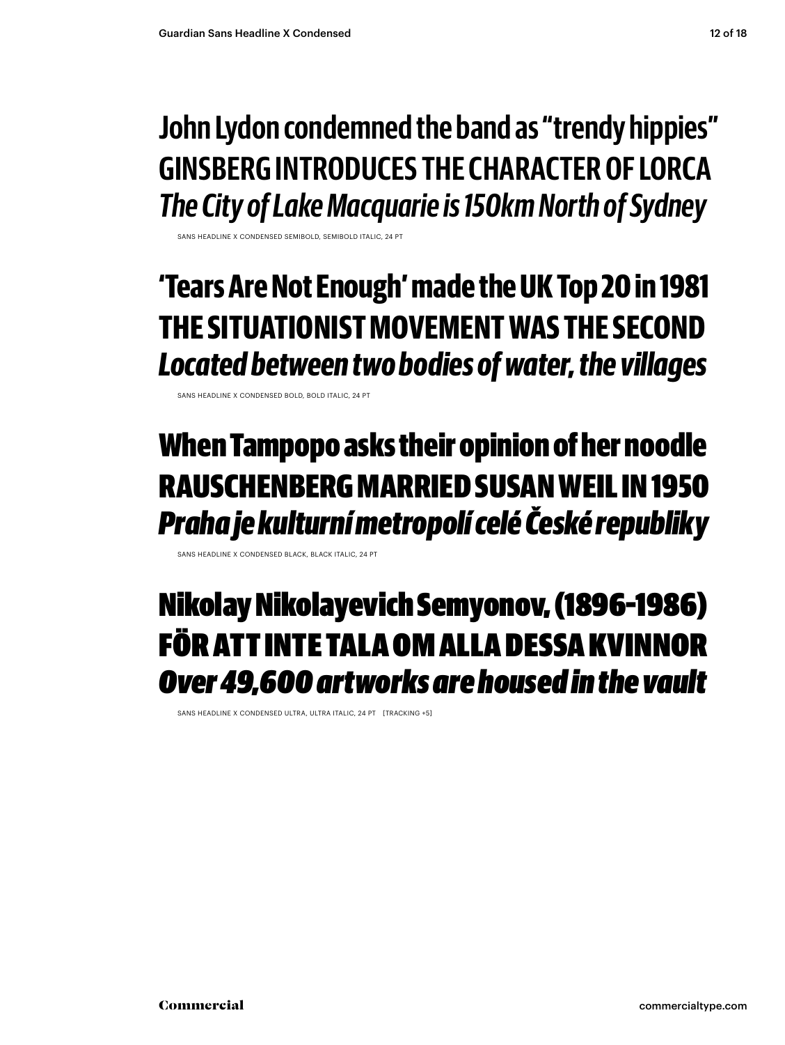John Lydon condemned the band as "trendy hippies"
GINSBERG INTRODUCES THE CHARACTER OF LORCA
*The City of Lake Macquarie is 150km North of Sydney*

SANS HEADLINE X CONDENSED SEMIBOLD, SEMIBOLD ITALIC, 24 PT

**'Tears Are Not Enough' made the UK Top 20 in 1981**
**THE SITUATIONIST MOVEMENT WAS THE SECOND**
***Located between two bodies of water, the villages***

SANS HEADLINE X CONDENSED BOLD, BOLD ITALIC, 24 PT

**When Tampopo asks their opinion of her noodle**
**RAUSCHENBERG MARRIED SUSAN WEIL IN 1950**
***Praha je kulturní metropolí celé České republiky***

SANS HEADLINE X CONDENSED BLACK, BLACK ITALIC, 24 PT

**Nikolay Nikolayevich Semyonov, (1896–1986)**
**FÖR ATT INTE TALA OM ALLA DESSA KVINNOR**
***Over 49,600 artworks are housed in the vault***

SANS HEADLINE X CONDENSED ULTRA, ULTRA ITALIC, 24 PT [TRACKING +5]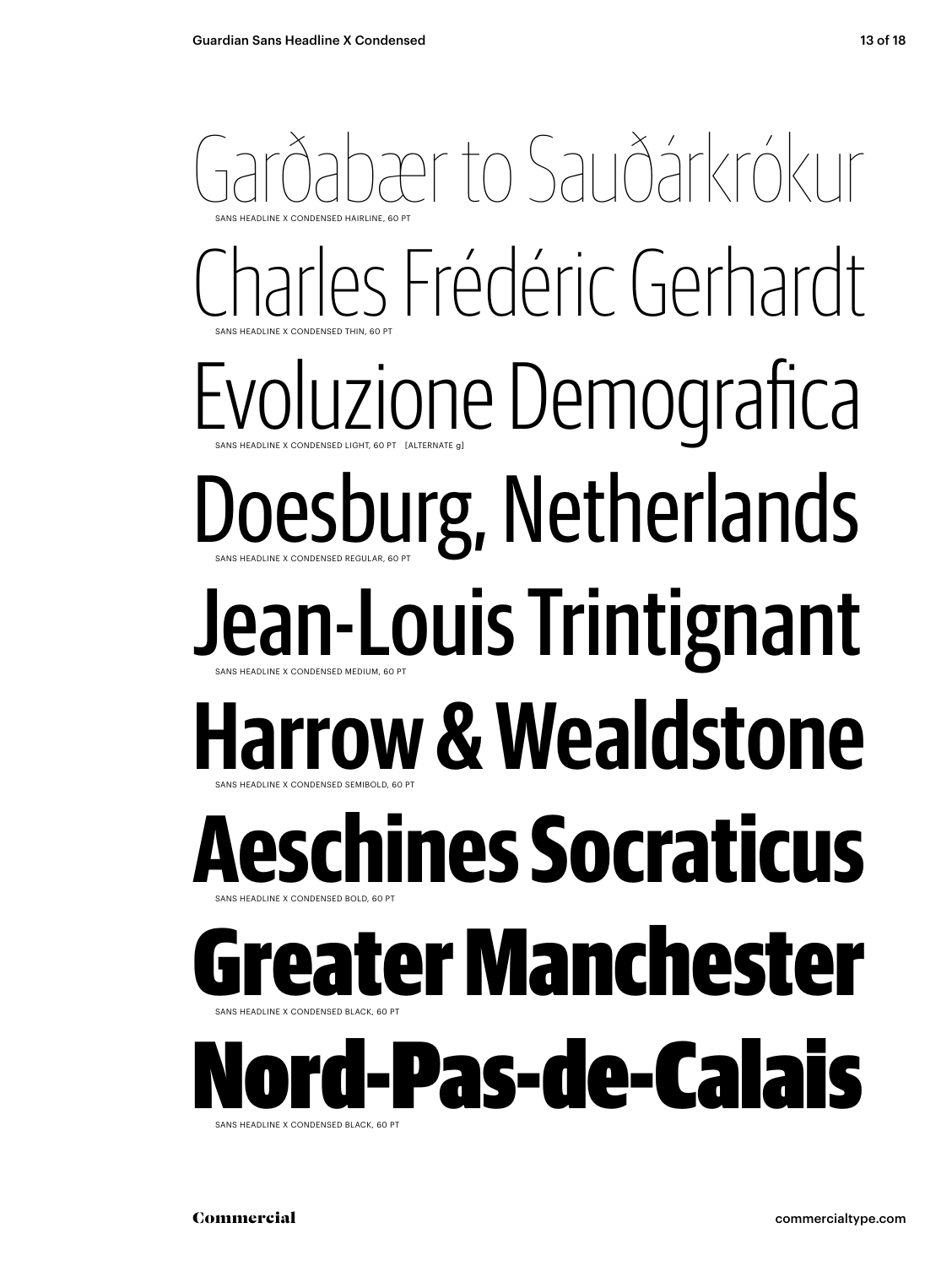Garðabær to Sauðárkrókur

SANS HEADLINE X CONDENSED HAIRLINE, 60 PT

Charles Frédéric Gerhardt

SANS HEADLINE X CONDENSED THIN, 60 PT

Evoluzione Demografica

SANS HEADLINE X CONDENSED LIGHT, 60 PT [ALTERNATE g]

Doesburg, Netherlands

SANS HEADLINE X CONDENSED REGULAR, 60 PT

Jean-Louis Trintignant

SANS HEADLINE X CONDENSED MEDIUM, 60 PT

**Harrow & Wealdstone**

SANS HEADLINE X CONDENSED SEMIBOLD, 60 PT

**Aeschines Socraticus**

SANS HEADLINE X CONDENSED BOLD, 60 PT

**Greater Manchester**

SANS HEADLINE X CONDENSED BLACK, 60 PT

**Nord-Pas-de-Calais**

SANS HEADLINE X CONDENSED BLACK, 60 PT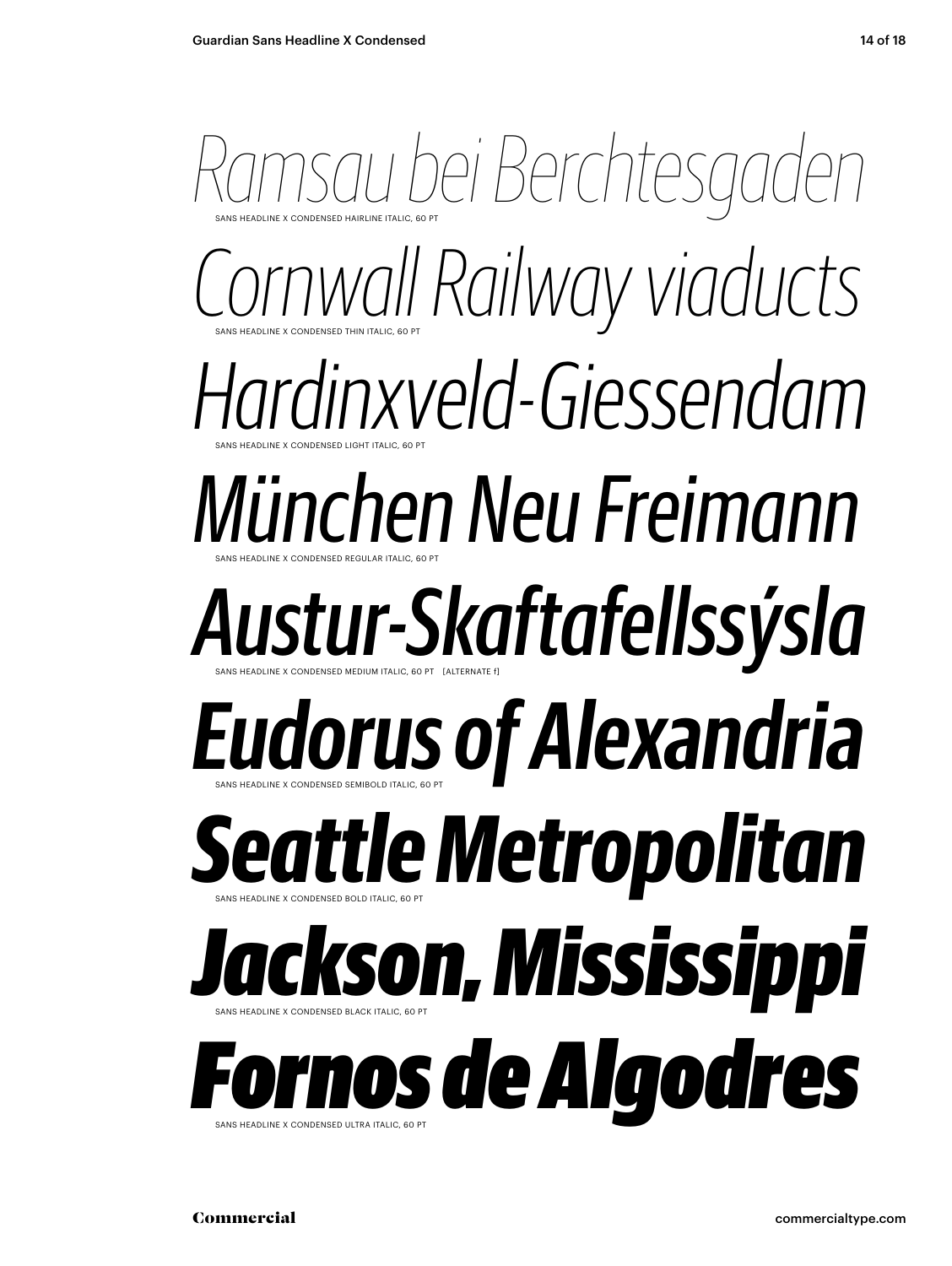*Ramsau bei Berchtesgaden*

SANS HEADLINE X CONDENSED HAIRLINE ITALIC, 60 PT

*Cornwall Railway viaducts*

SANS HEADLINE X CONDENSED THIN ITALIC, 60 PT

*Hardinxveld-Giessendam*

SANS HEADLINE X CONDENSED LIGHT ITALIC, 60 PT

*München Neu Freimann*

SANS HEADLINE X CONDENSED REGULAR ITALIC, 60 PT

*Austur-Skaftafellssýsla*

SANS HEADLINE X CONDENSED MEDIUM ITALIC, 60 PT [ALTERNATE f]

***Eudorus of Alexandria***

SANS HEADLINE X CONDENSED SEMIBOLD ITALIC, 60 PT

***Seattle Metropolitan***

SANS HEADLINE X CONDENSED BOLD ITALIC, 60 PT

***Jackson, Mississippi***

SANS HEADLINE X CONDENSED BLACK ITALIC, 60 PT

***Fornos de Algodres***

SANS HEADLINE X CONDENSED ULTRA ITALIC, 60 PT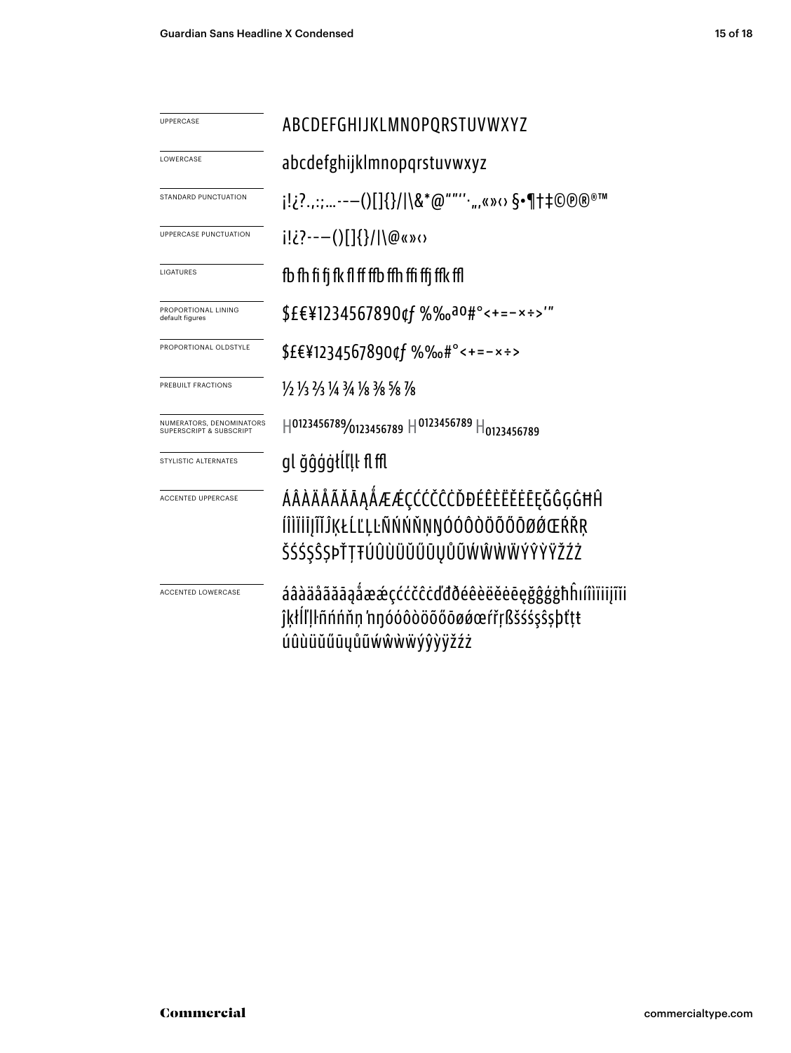| | |
|---|---|
| UPPERCASE | ABCDEFGHIJKLMNOPQRSTUVWXYZ |
| LOWERCASE | abcdefghijklmnopqrstuvwxyz |
| STANDARD PUNCTUATION | ¡!¿?.,:;…-–—()[]{}/\|\&*@"”‘’·„‚«»‹› §•¶†‡©℗®™ |
| UPPERCASE PUNCTUATION | ¡!¿?-–—()[]{}/\|\@«»‹› |
| LIGATURES | fb fh fi fj fk fl ff ffb ffh ffi ffj ffk ffl |
| PROPORTIONAL LINING default figures | $£€¥1234567890¢ƒ %‰ªº#°<+=−×÷>′″ |
| PROPORTIONAL OLDSTYLE | $£€¥1234567890¢ƒ %‰#°<+=−×÷> |
| PREBUILT FRACTIONS | ½ ⅓ ⅔ ¼ ¾ ⅛ ⅜ ⅝ ⅞ |
| NUMERATORS, DENOMINATORS SUPERSCRIPT & SUBSCRIPT | H0123456789⁄0123456789 H0123456789 H0123456789 |
| STYLISTIC ALTERNATES | gl ğĝģġłĺľļŀ fl ffl |
| ACCENTED UPPERCASE | ÁÂÀÄÅÃĂĀĄǺÆǼÇĆČĈĊĎĐÉÊÈËĚĖĒĘĞĜĢĠĦĤ ÍÎÌÏĪĮĨĬĴĶŁĹĽĻĿÑŃŇŅŊÓÔÒÖÕŐŌØǾŒŔŘŖ ŠŚŞŜȘÞŤŢŦÚÛÙÜŬŰŪŲŮŨẂŴẀẄÝŶỲŸŽŹŻ |
| ACCENTED LOWERCASE | áâàäåãăāąǻæǽçćčĉċďđðéêèëěėēęğĝģġħĥıíîìïīįĩĭ ĵķłĺľļŀñńňņŉŋóôòöõőōøǿœŕřŗßšśşŝșþťţŧ úûùüŭűūųůũẃŵẁẅýŷỳÿžźż |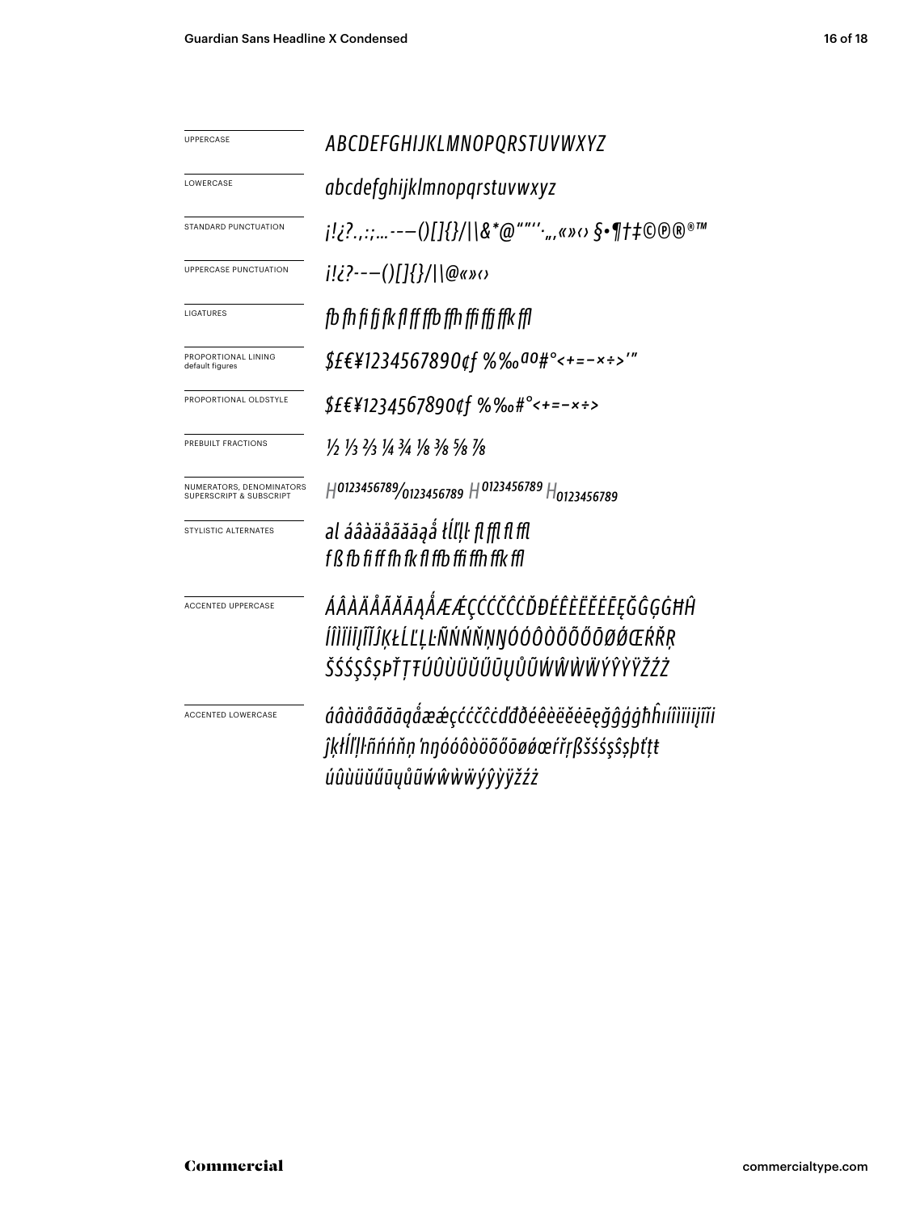| | |
|---|---|
| UPPERCASE | ABCDEFGHIJKLMNOPQRSTUVWXYZ |
| LOWERCASE | abcdefghijklmnopqrstuvwxyz |
| STANDARD PUNCTUATION | ¡!¿?.,:;...-–—()[]{}/\|\\&*@"""''‚„,«»‹› §•¶†‡©℗®®™ |
| UPPERCASE PUNCTUATION | ¡!¿?-–—()[]{}/\|\\@«»‹› |
| LIGATURES | fb fh fi fj fk fl ff ffb ffh ffi ffj ffk ffl |
| PROPORTIONAL LINING default figures | $£€¥1234567890¢ƒ %‰ªº#°<+=-×÷>'" |
| PROPORTIONAL OLDSTYLE | $£€¥1234567890¢ƒ %‰#°<+=-×÷> |
| PREBUILT FRACTIONS | ½ ⅓ ⅔ ¼ ¾ ⅛ ⅜ ⅝ ⅞ |
| NUMERATORS, DENOMINATORS SUPERSCRIPT & SUBSCRIPT | H0123456789/0123456789 H0123456789 H0123456789 |
| STYLISTIC ALTERNATES | al áâàäåãăāąǻ łĺľļŀ fl ffl fl ffl<br>f ß fb fi ff fh fk fl ffb ffi ffh ffk ffl |
| ACCENTED UPPERCASE | ÁÂÀÄÅÃĂĀĄǺÆǼÇĆČĈĊĎĐÉÊÈËĚĖĒĘĞĜĢĠĦĤ<br>ÍÎÌÏĪĮĨĬĴĶŁĹĽĻĿÑŃŇŅŊÓÔÒÖÕŐŌØǾŒŔŘŖ<br>ŠŚŞŜȘÞŤŢŦÚÛÙÜŬŰŪŲŮŨẂŴẀẄÝŶỲŸŽŹŻ |
| ACCENTED LOWERCASE | áâàäåãăāąǻæǽçćčĉċďđðéêèëěėēęğĝģġħĥıíîìïīįĩĭ<br>ĵķłĺľļŀñńňņʼnŋóôòöõőōøǿœŕřŗßšśşŝșþťţŧ<br>úûùüŭűūųůũẃŵẁẅýŷỳÿžźż |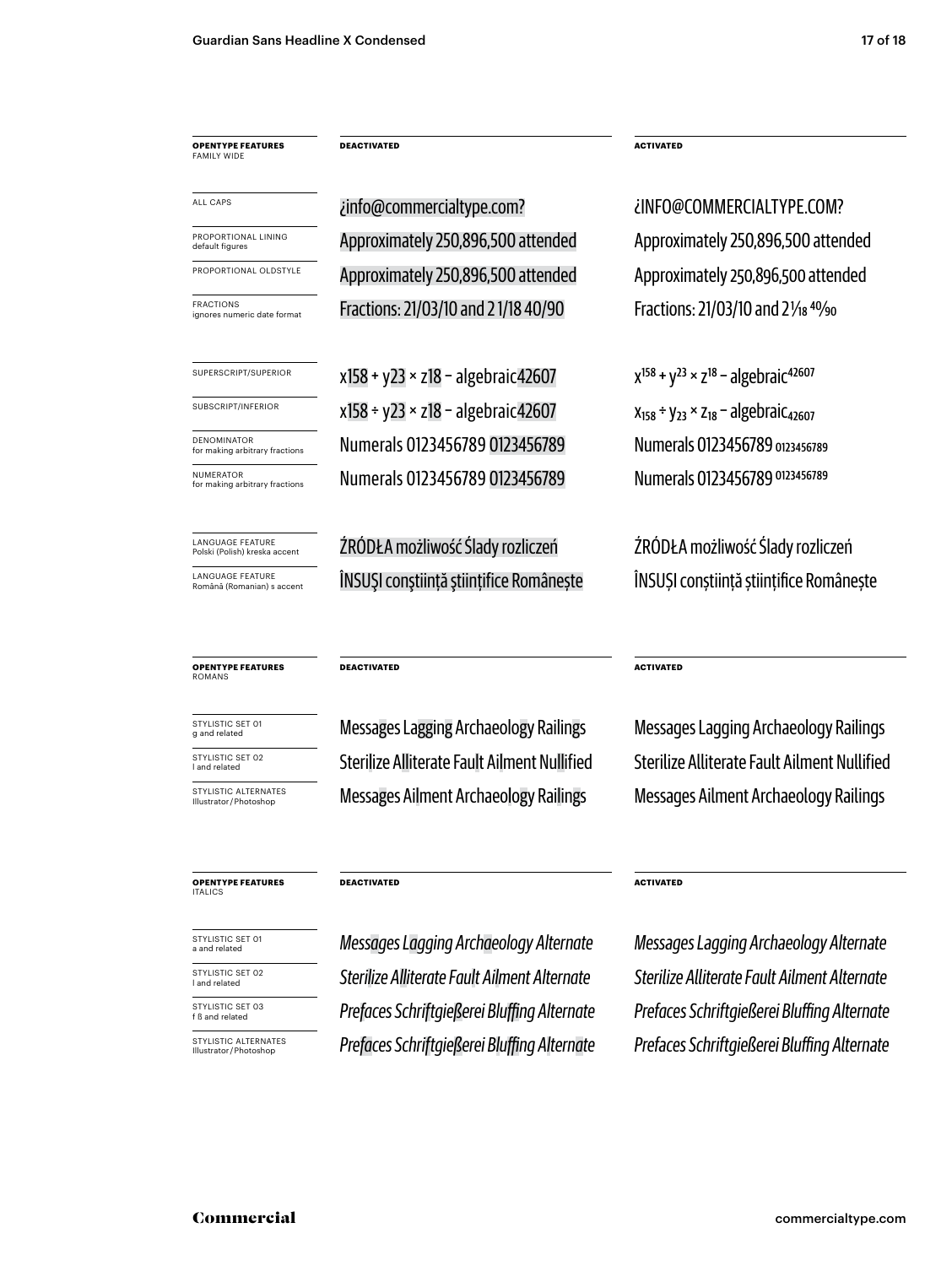| **OPENTYPE FEATURES** FAMILY WIDE | **DEACTIVATED** | **ACTIVATED** |
| --- | --- | --- |
| ALL CAPS | ¿info@commercialtype.com? | ¿INFO@COMMERCIALTYPE.COM? |
| PROPORTIONAL LINING default figures | Approximately 250,896,500 attended | Approximately 250,896,500 attended |
| PROPORTIONAL OLDSTYLE | Approximately 250,896,500 attended | Approximately 250,896,500 attended |
| FRACTIONS ignores numeric date format | Fractions: 21/03/10 and 2 1/18 40/90 | Fractions: 21/03/10 and 2 1⁄18 40⁄90 |
| SUPERSCRIPT/SUPERIOR | x158 + y23 × z18 − algebraic42607 | $x^{158}$ + $y^{23}$ × $z^{18}$ − $algebraic^{42607}$ |
| SUBSCRIPT/INFERIOR | x158 ÷ y23 × z18 − algebraic42607 | $x_{158}$ ÷ $y_{23}$ × $z_{18}$ − $algebraic_{42607}$ |
| DENOMINATOR for making arbitrary fractions | Numerals 0123456789 0123456789 | Numerals 0123456789 $_{0123456789}$ |
| NUMERATOR for making arbitrary fractions | Numerals 0123456789 0123456789 | Numerals 0123456789 $^{0123456789}$ |
| LANGUAGE FEATURE Polski (Polish) kreska accent | ŹRÓDŁA możliwość Ślady rozliczeń | ŹRÓDŁA możliwość Ślady rozliczeń |
| LANGUAGE FEATURE Română (Romanian) s accent | ÎNSUŞI conştiinţă ştiinţifice Româneşte | ÎNSUȘI conștiință științifice Românește |

| **OPENTYPE FEATURES** ROMANS | **DEACTIVATED** | **ACTIVATED** |
| --- | --- | --- |
| STYLISTIC SET 01 g and related | Messages Lagging Archaeology Railings | Messages Lagging Archaeology Railings |
| STYLISTIC SET 02 l and related | Sterilize Alliterate Fault Ailment Nullified | Sterilize Alliterate Fault Ailment Nullified |
| STYLISTIC ALTERNATES Illustrator/Photoshop | Messages Ailment Archaeology Railings | Messages Ailment Archaeology Railings |

| **OPENTYPE FEATURES** ITALICS | **DEACTIVATED** | **ACTIVATED** |
| --- | --- | --- |
| STYLISTIC SET 01 a and related | *Messages Lagging Archaeology Alternate* | *Messages Lagging Archaeology Alternate* |
| STYLISTIC SET 02 l and related | *Sterilize Alliterate Fault Ailment Alternate* | *Sterilize Alliterate Fault Ailment Alternate* |
| STYLISTIC SET 03 f ß and related | *Prefaces Schriftgießerei Bluffing Alternate* | *Prefaces Schriftgießerei Bluffing Alternate* |
| STYLISTIC ALTERNATES Illustrator/Photoshop | *Prefaces Schriftgießerei Bluffing Alternate* | *Prefaces Schriftgießerei Bluffing Alternate* |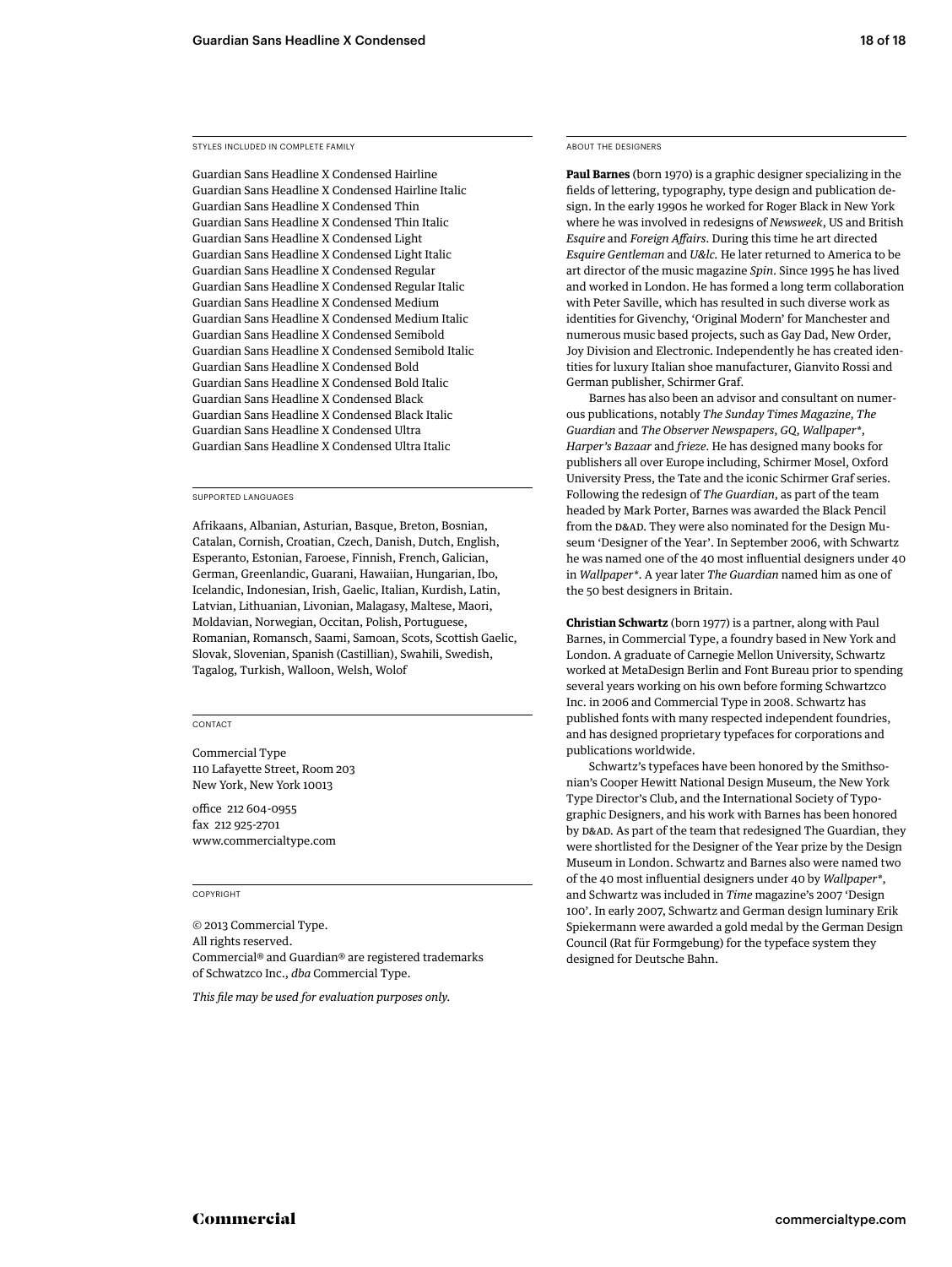## STYLES INCLUDED IN COMPLETE FAMILY

Guardian Sans Headline X Condensed Hairline
Guardian Sans Headline X Condensed Hairline Italic
Guardian Sans Headline X Condensed Thin
Guardian Sans Headline X Condensed Thin Italic
Guardian Sans Headline X Condensed Light
Guardian Sans Headline X Condensed Light Italic
Guardian Sans Headline X Condensed Regular
Guardian Sans Headline X Condensed Regular Italic
Guardian Sans Headline X Condensed Medium
Guardian Sans Headline X Condensed Medium Italic
Guardian Sans Headline X Condensed Semibold
Guardian Sans Headline X Condensed Semibold Italic
Guardian Sans Headline X Condensed Bold
Guardian Sans Headline X Condensed Bold Italic
Guardian Sans Headline X Condensed Black
Guardian Sans Headline X Condensed Black Italic
Guardian Sans Headline X Condensed Ultra
Guardian Sans Headline X Condensed Ultra Italic

## SUPPORTED LANGUAGES

Afrikaans, Albanian, Asturian, Basque, Breton, Bosnian, Catalan, Cornish, Croatian, Czech, Danish, Dutch, English, Esperanto, Estonian, Faroese, Finnish, French, Galician, German, Greenlandic, Guarani, Hawaiian, Hungarian, Ibo, Icelandic, Indonesian, Irish, Gaelic, Italian, Kurdish, Latin, Latvian, Lithuanian, Livonian, Malagasy, Maltese, Maori, Moldavian, Norwegian, Occitan, Polish, Portuguese, Romanian, Romansch, Saami, Samoan, Scots, Scottish Gaelic, Slovak, Slovenian, Spanish (Castillian), Swahili, Swedish, Tagalog, Turkish, Walloon, Welsh, Wolof

## CONTACT

Commercial Type
110 Lafayette Street, Room 203
New York, New York 10013

office 212 604-0955
fax 212 925-2701
www.commercialtype.com

## COPYRIGHT

© 2013 Commercial Type.
All rights reserved.
Commercial® and Guardian® are registered trademarks of Schwatzco Inc., *dba* Commercial Type.

*This file may be used for evaluation purposes only.*

## ABOUT THE DESIGNERS

**Paul Barnes** (born 1970) is a graphic designer specializing in the fields of lettering, typography, type design and publication design. In the early 1990s he worked for Roger Black in New York where he was involved in redesigns of *Newsweek*, US and British *Esquire* and *Foreign Affairs*. During this time he art directed *Esquire Gentleman* and *U&lc.* He later returned to America to be art director of the music magazine *Spin*. Since 1995 he has lived and worked in London. He has formed a long term collaboration with Peter Saville, which has resulted in such diverse work as identities for Givenchy, 'Original Modern' for Manchester and numerous music based projects, such as Gay Dad, New Order, Joy Division and Electronic. Independently he has created identities for luxury Italian shoe manufacturer, Gianvito Rossi and German publisher, Schirmer Graf.

Barnes has also been an advisor and consultant on numerous publications, notably *The Sunday Times Magazine*, *The Guardian* and *The Observer Newspapers*, *GQ*, *Wallpaper\**, *Harper's Bazaar* and *frieze*. He has designed many books for publishers all over Europe including, Schirmer Mosel, Oxford University Press, the Tate and the iconic Schirmer Graf series. Following the redesign of *The Guardian*, as part of the team headed by Mark Porter, Barnes was awarded the Black Pencil from the D&AD. They were also nominated for the Design Museum 'Designer of the Year'. In September 2006, with Schwartz he was named one of the 40 most influential designers under 40 in *Wallpaper\**. A year later *The Guardian* named him as one of the 50 best designers in Britain.

**Christian Schwartz** (born 1977) is a partner, along with Paul Barnes, in Commercial Type, a foundry based in New York and London. A graduate of Carnegie Mellon University, Schwartz worked at MetaDesign Berlin and Font Bureau prior to spending several years working on his own before forming Schwartzco Inc. in 2006 and Commercial Type in 2008. Schwartz has published fonts with many respected independent foundries, and has designed proprietary typefaces for corporations and publications worldwide.

Schwartz's typefaces have been honored by the Smithsonian's Cooper Hewitt National Design Museum, the New York Type Director's Club, and the International Society of Typographic Designers, and his work with Barnes has been honored by D&AD. As part of the team that redesigned The Guardian, they were shortlisted for the Designer of the Year prize by the Design Museum in London. Schwartz and Barnes also were named two of the 40 most influential designers under 40 by *Wallpaper\**, and Schwartz was included in *Time* magazine's 2007 'Design 100'. In early 2007, Schwartz and German design luminary Erik Spiekermann were awarded a gold medal by the German Design Council (Rat für Formgebung) for the typeface system they designed for Deutsche Bahn.